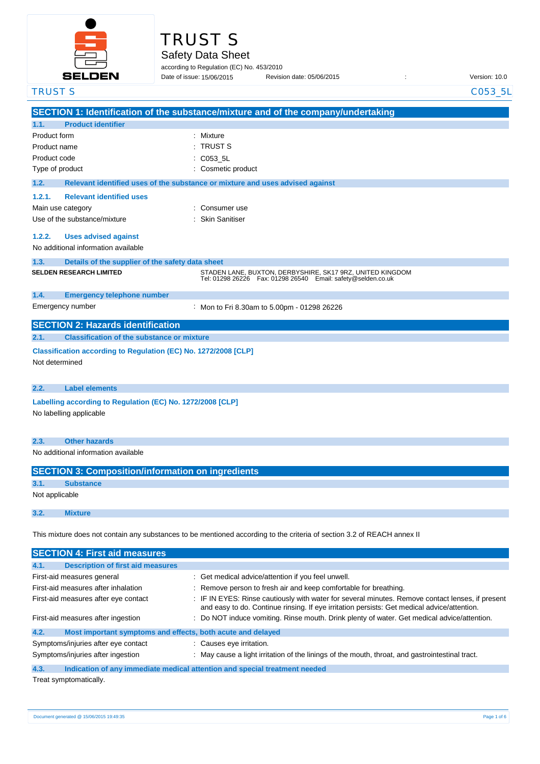# TRUST S

## Safety Data Sheet

according to Regulation (EC) No. 453/2010

Date of issue: 15/06/2015    Revision date: 05/06/2015    :    Version: 10.0

TRUST S    C053_5L

## SECTION 1: Identification of the substance/mixture and of the company/undertaking

### 1.1. Product identifier

| | |
|---|---|
| Product form | : Mixture |
| Product name | : TRUST S |
| Product code | : C053_5L |
| Type of product | : Cosmetic product |

### 1.2. Relevant identified uses of the substance or mixture and uses advised against

#### 1.2.1. Relevant identified uses

| | |
|---|---|
| Main use category | : Consumer use |
| Use of the substance/mixture | : Skin Sanitiser |

#### 1.2.2. Uses advised against

No additional information available

### 1.3. Details of the supplier of the safety data sheet

**SELDEN RESEARCH LIMITED**

STADEN LANE, BUXTON, DERBYSHIRE, SK17 9RZ, UNITED KINGDOM
Tel: 01298 26226    Fax: 01298 26540    Email: safety@selden.co.uk

### 1.4. Emergency telephone number

| | |
|---|---|
| Emergency number | : Mon to Fri 8.30am to 5.00pm - 01298 26226 |

## SECTION 2: Hazards identification

### 2.1. Classification of the substance or mixture

**Classification according to Regulation (EC) No. 1272/2008 [CLP]**

Not determined

### 2.2. Label elements

**Labelling according to Regulation (EC) No. 1272/2008 [CLP]**

No labelling applicable

### 2.3. Other hazards

No additional information available

## SECTION 3: Composition/information on ingredients

### 3.1. Substance

Not applicable

### 3.2. Mixture

This mixture does not contain any substances to be mentioned according to the criteria of section 3.2 of REACH annex II

## SECTION 4: First aid measures

### 4.1. Description of first aid measures

| | |
|---|---|
| First-aid measures general | : Get medical advice/attention if you feel unwell. |
| First-aid measures after inhalation | : Remove person to fresh air and keep comfortable for breathing. |
| First-aid measures after eye contact | : IF IN EYES: Rinse cautiously with water for several minutes. Remove contact lenses, if present and easy to do. Continue rinsing. If eye irritation persists: Get medical advice/attention. |
| First-aid measures after ingestion | : Do NOT induce vomiting. Rinse mouth. Drink plenty of water. Get medical advice/attention. |

### 4.2. Most important symptoms and effects, both acute and delayed

| | |
|---|---|
| Symptoms/injuries after eye contact | : Causes eye irritation. |
| Symptoms/injuries after ingestion | : May cause a light irritation of the linings of the mouth, throat, and gastrointestinal tract. |

### 4.3. Indication of any immediate medical attention and special treatment needed

Treat symptomatically.

Document generated @ 15/06/2015 19:49:35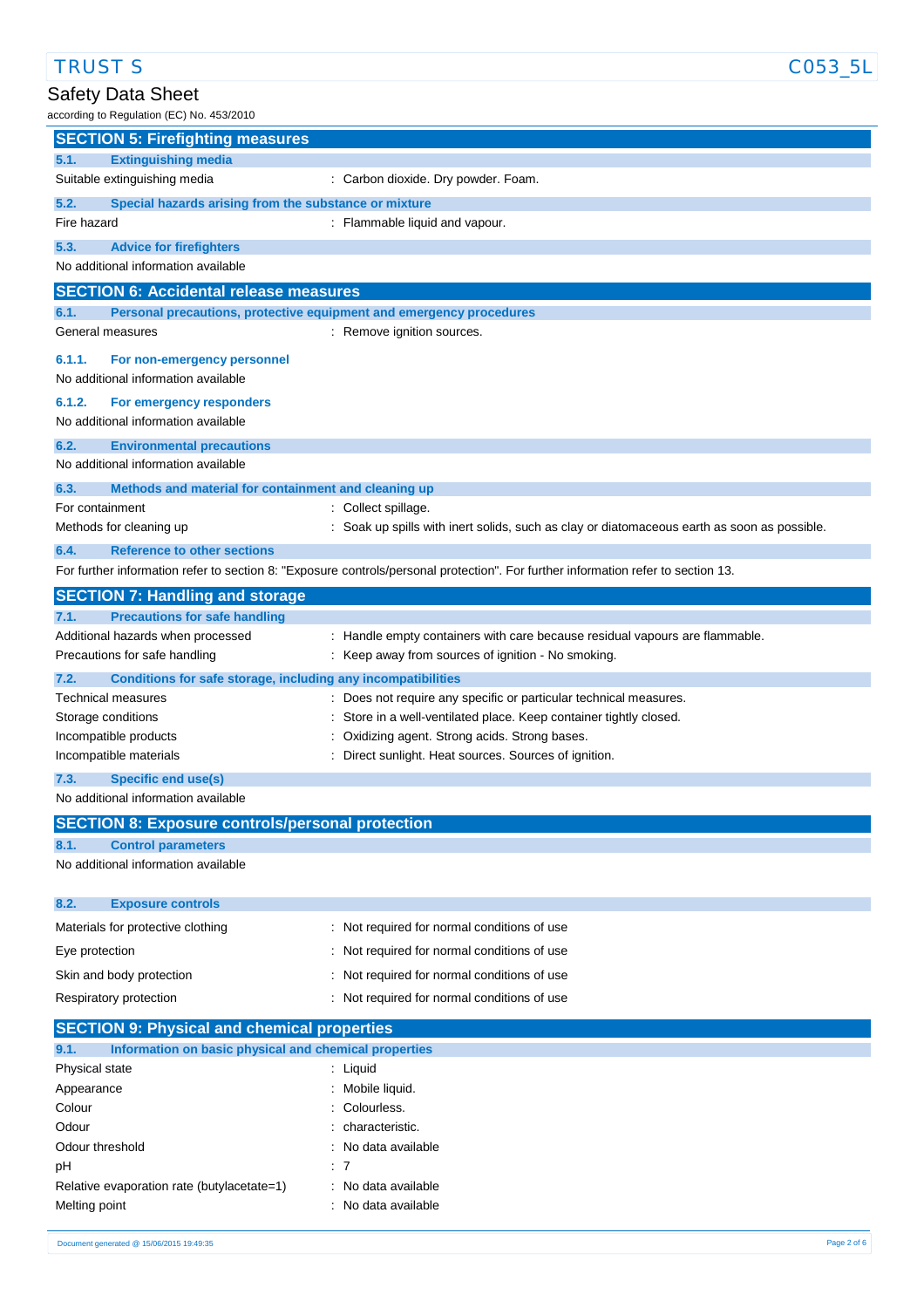## SECTION 5: Firefighting measures

### 5.1. Extinguishing media

| | |
|---|---|
| Suitable extinguishing media | : Carbon dioxide. Dry powder. Foam. |

### 5.2. Special hazards arising from the substance or mixture

| | |
|---|---|
| Fire hazard | : Flammable liquid and vapour. |

### 5.3. Advice for firefighters

No additional information available

## SECTION 6: Accidental release measures

### 6.1. Personal precautions, protective equipment and emergency procedures

| | |
|---|---|
| General measures | : Remove ignition sources. |

#### 6.1.1. For non-emergency personnel

No additional information available

#### 6.1.2. For emergency responders

No additional information available

### 6.2. Environmental precautions

No additional information available

### 6.3. Methods and material for containment and cleaning up

| | |
|---|---|
| For containment | : Collect spillage. |
| Methods for cleaning up | : Soak up spills with inert solids, such as clay or diatomaceous earth as soon as possible. |

### 6.4. Reference to other sections

For further information refer to section 8: "Exposure controls/personal protection". For further information refer to section 13.

## SECTION 7: Handling and storage

### 7.1. Precautions for safe handling

| | |
|---|---|
| Additional hazards when processed | : Handle empty containers with care because residual vapours are flammable. |
| Precautions for safe handling | : Keep away from sources of ignition - No smoking. |

### 7.2. Conditions for safe storage, including any incompatibilities

| | |
|---|---|
| Technical measures | : Does not require any specific or particular technical measures. |
| Storage conditions | : Store in a well-ventilated place. Keep container tightly closed. |
| Incompatible products | : Oxidizing agent. Strong acids. Strong bases. |
| Incompatible materials | : Direct sunlight. Heat sources. Sources of ignition. |

### 7.3. Specific end use(s)

No additional information available

## SECTION 8: Exposure controls/personal protection

### 8.1. Control parameters

No additional information available

### 8.2. Exposure controls

| | |
|---|---|
| Materials for protective clothing | : Not required for normal conditions of use |
| Eye protection | : Not required for normal conditions of use |
| Skin and body protection | : Not required for normal conditions of use |
| Respiratory protection | : Not required for normal conditions of use |

## SECTION 9: Physical and chemical properties

### 9.1. Information on basic physical and chemical properties

| | |
|---|---|
| Physical state | : Liquid |
| Appearance | : Mobile liquid. |
| Colour | : Colourless. |
| Odour | : characteristic. |
| Odour threshold | : No data available |
| pH | : 7 |
| Relative evaporation rate (butylacetate=1) | : No data available |
| Melting point | : No data available |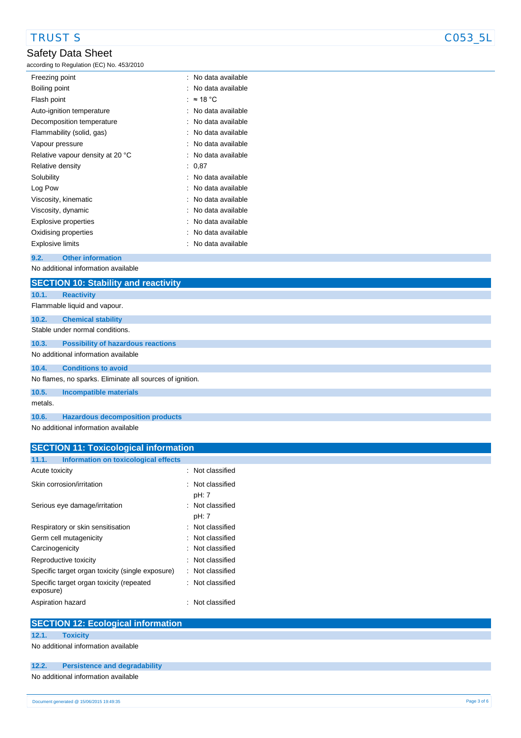| | |
|---|---|
| Freezing point | : No data available |
| Boiling point | : No data available |
| Flash point | : ≈ 18 °C |
| Auto-ignition temperature | : No data available |
| Decomposition temperature | : No data available |
| Flammability (solid, gas) | : No data available |
| Vapour pressure | : No data available |
| Relative vapour density at 20 °C | : No data available |
| Relative density | : 0,87 |
| Solubility | : No data available |
| Log Pow | : No data available |
| Viscosity, kinematic | : No data available |
| Viscosity, dynamic | : No data available |
| Explosive properties | : No data available |
| Oxidising properties | : No data available |
| Explosive limits | : No data available |

### 9.2. Other information

No additional information available

## SECTION 10: Stability and reactivity

### 10.1. Reactivity

Flammable liquid and vapour.

### 10.2. Chemical stability

Stable under normal conditions.

### 10.3. Possibility of hazardous reactions

No additional information available

### 10.4. Conditions to avoid

No flames, no sparks. Eliminate all sources of ignition.

### 10.5. Incompatible materials

metals.

### 10.6. Hazardous decomposition products

No additional information available

## SECTION 11: Toxicological information

### 11.1. Information on toxicological effects

| | |
|---|---|
| Acute toxicity | : Not classified |
| Skin corrosion/irritation | : Not classified<br>pH: 7 |
| Serious eye damage/irritation | : Not classified<br>pH: 7 |
| Respiratory or skin sensitisation | : Not classified |
| Germ cell mutagenicity | : Not classified |
| Carcinogenicity | : Not classified |
| Reproductive toxicity | : Not classified |
| Specific target organ toxicity (single exposure) | : Not classified |
| Specific target organ toxicity (repeated exposure) | : Not classified |
| Aspiration hazard | : Not classified |

## SECTION 12: Ecological information

### 12.1. Toxicity

No additional information available

### 12.2. Persistence and degradability

No additional information available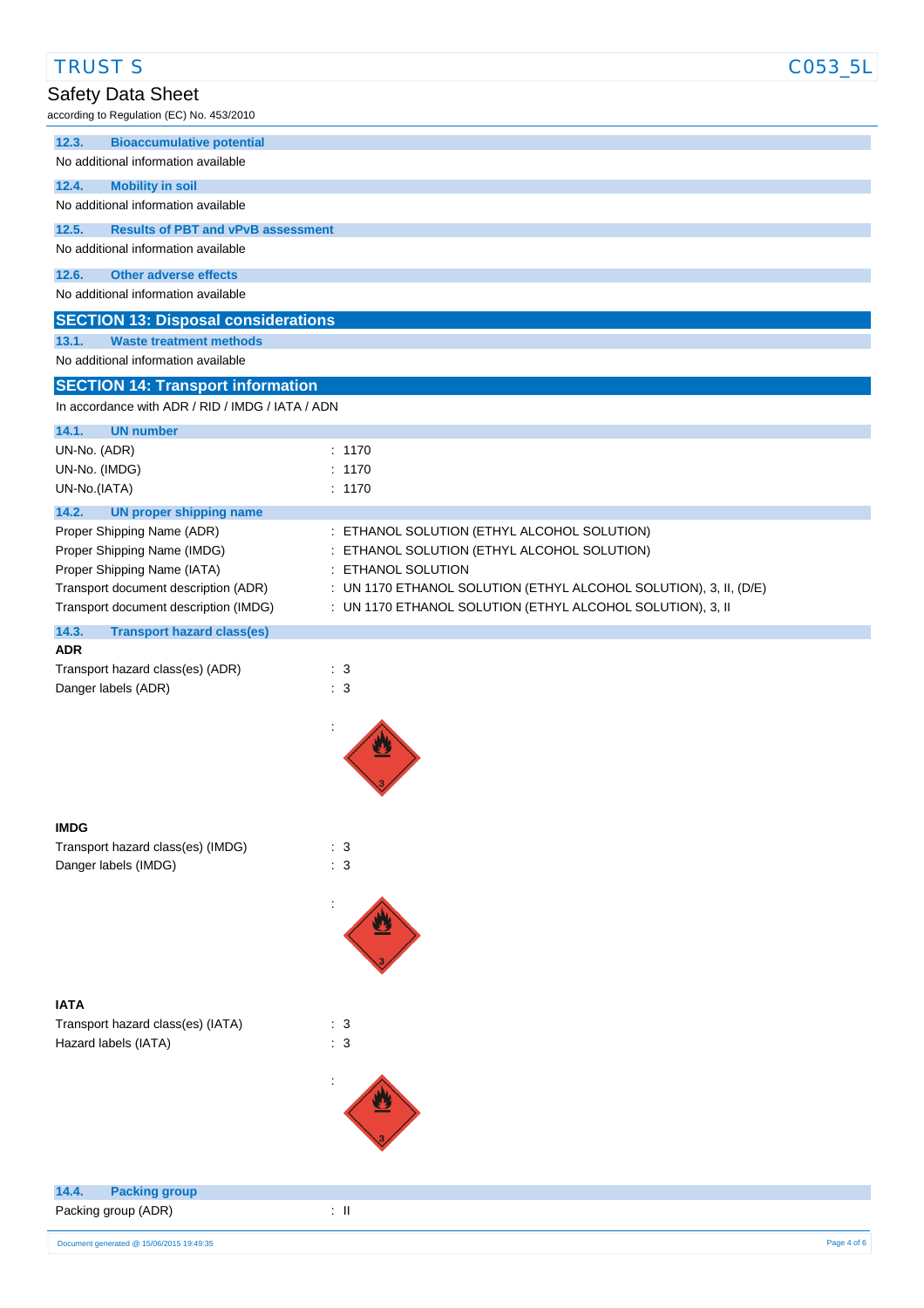### 12.3. Bioaccumulative potential

No additional information available

### 12.4. Mobility in soil

No additional information available

### 12.5. Results of PBT and vPvB assessment

No additional information available

### 12.6. Other adverse effects

No additional information available

## SECTION 13: Disposal considerations

### 13.1. Waste treatment methods

No additional information available

## SECTION 14: Transport information

In accordance with ADR / RID / IMDG / IATA / ADN

### 14.1. UN number

UN-No. (ADR) : 1170
UN-No. (IMDG) : 1170
UN-No.(IATA) : 1170

### 14.2. UN proper shipping name

Proper Shipping Name (ADR) : ETHANOL SOLUTION (ETHYL ALCOHOL SOLUTION)
Proper Shipping Name (IMDG) : ETHANOL SOLUTION (ETHYL ALCOHOL SOLUTION)
Proper Shipping Name (IATA) : ETHANOL SOLUTION
Transport document description (ADR) : UN 1170 ETHANOL SOLUTION (ETHYL ALCOHOL SOLUTION), 3, II, (D/E)
Transport document description (IMDG) : UN 1170 ETHANOL SOLUTION (ETHYL ALCOHOL SOLUTION), 3, II

### 14.3. Transport hazard class(es)

**ADR**

Transport hazard class(es) (ADR) : 3
Danger labels (ADR) : 3

:

**IMDG**

Transport hazard class(es) (IMDG) : 3
Danger labels (IMDG) : 3

:

**IATA**

Transport hazard class(es) (IATA) : 3
Hazard labels (IATA) : 3

:

### 14.4. Packing group

Packing group (ADR) : II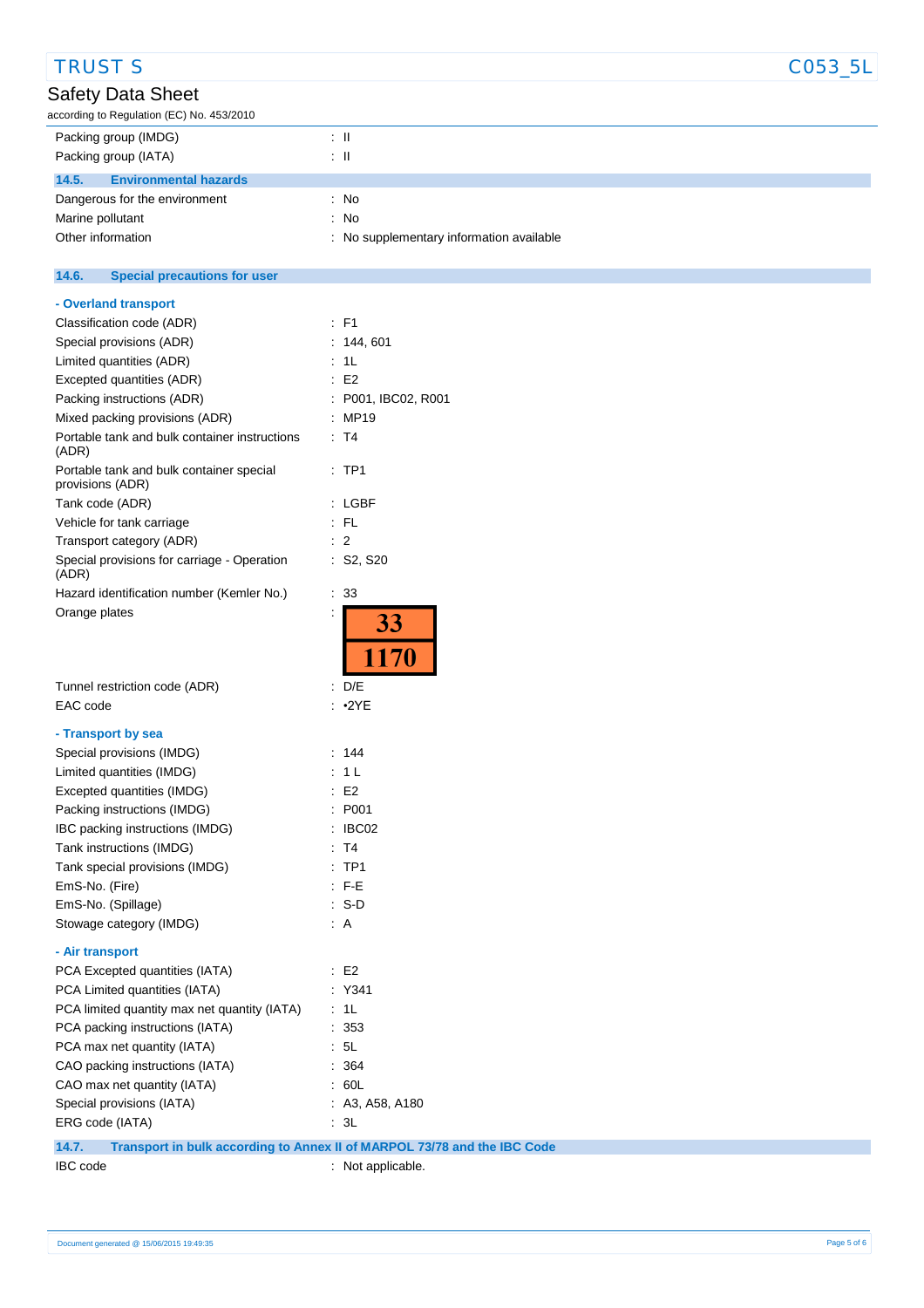| | |
|---|---|
| Packing group (IMDG) | : II |
| Packing group (IATA) | : II |

### 14.5. Environmental hazards

| | |
|---|---|
| Dangerous for the environment | : No |
| Marine pollutant | : No |
| Other information | : No supplementary information available |

### 14.6. Special precautions for user

**- Overland transport**

| | |
|---|---|
| Classification code (ADR) | : F1 |
| Special provisions (ADR) | : 144, 601 |
| Limited quantities (ADR) | : 1L |
| Excepted quantities (ADR) | : E2 |
| Packing instructions (ADR) | : P001, IBC02, R001 |
| Mixed packing provisions (ADR) | : MP19 |
| Portable tank and bulk container instructions (ADR) | : T4 |
| Portable tank and bulk container special provisions (ADR) | : TP1 |
| Tank code (ADR) | : LGBF |
| Vehicle for tank carriage | : FL |
| Transport category (ADR) | : 2 |
| Special provisions for carriage - Operation (ADR) | : S2, S20 |
| Hazard identification number (Kemler No.) | : 33 |
| Orange plates | : 33 / 1170 |
| Tunnel restriction code (ADR) | : D/E |
| EAC code | : •2YE |

**- Transport by sea**

| | |
|---|---|
| Special provisions (IMDG) | : 144 |
| Limited quantities (IMDG) | : 1 L |
| Excepted quantities (IMDG) | : E2 |
| Packing instructions (IMDG) | : P001 |
| IBC packing instructions (IMDG) | : IBC02 |
| Tank instructions (IMDG) | : T4 |
| Tank special provisions (IMDG) | : TP1 |
| EmS-No. (Fire) | : F-E |
| EmS-No. (Spillage) | : S-D |
| Stowage category (IMDG) | : A |

**- Air transport**

| | |
|---|---|
| PCA Excepted quantities (IATA) | : E2 |
| PCA Limited quantities (IATA) | : Y341 |
| PCA limited quantity max net quantity (IATA) | : 1L |
| PCA packing instructions (IATA) | : 353 |
| PCA max net quantity (IATA) | : 5L |
| CAO packing instructions (IATA) | : 364 |
| CAO max net quantity (IATA) | : 60L |
| Special provisions (IATA) | : A3, A58, A180 |
| ERG code (IATA) | : 3L |

### 14.7. Transport in bulk according to Annex II of MARPOL 73/78 and the IBC Code

| | |
|---|---|
| IBC code | : Not applicable. |

Document generated @ 15/06/2015 19:49:35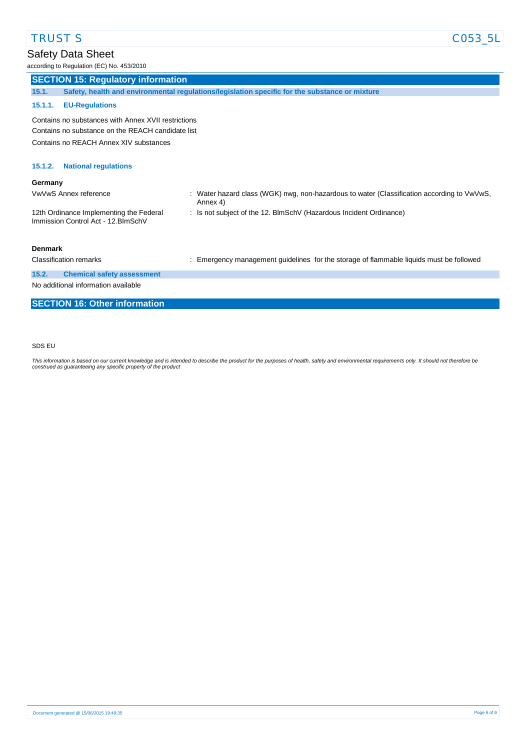## SECTION 15: Regulatory information

### 15.1. Safety, health and environmental regulations/legislation specific for the substance or mixture

#### 15.1.1. EU-Regulations

Contains no substances with Annex XVII restrictions

Contains no substance on the REACH candidate list

Contains no REACH Annex XIV substances

#### 15.1.2. National regulations

**Germany**

| | |
|---|---|
| VwVwS Annex reference | : Water hazard class (WGK) nwg, non-hazardous to water (Classification according to VwVwS, Annex 4) |
| 12th Ordinance Implementing the Federal Immission Control Act - 12.BImSchV | : Is not subject of the 12. BlmSchV (Hazardous Incident Ordinance) |

**Denmark**

| | |
|---|---|
| Classification remarks | : Emergency management guidelines for the storage of flammable liquids must be followed |

### 15.2. Chemical safety assessment

No additional information available

## SECTION 16: Other information

SDS EU

*This information is based on our current knowledge and is intended to describe the product for the purposes of health, safety and environmental requirements only. It should not therefore be construed as guaranteeing any specific property of the product*